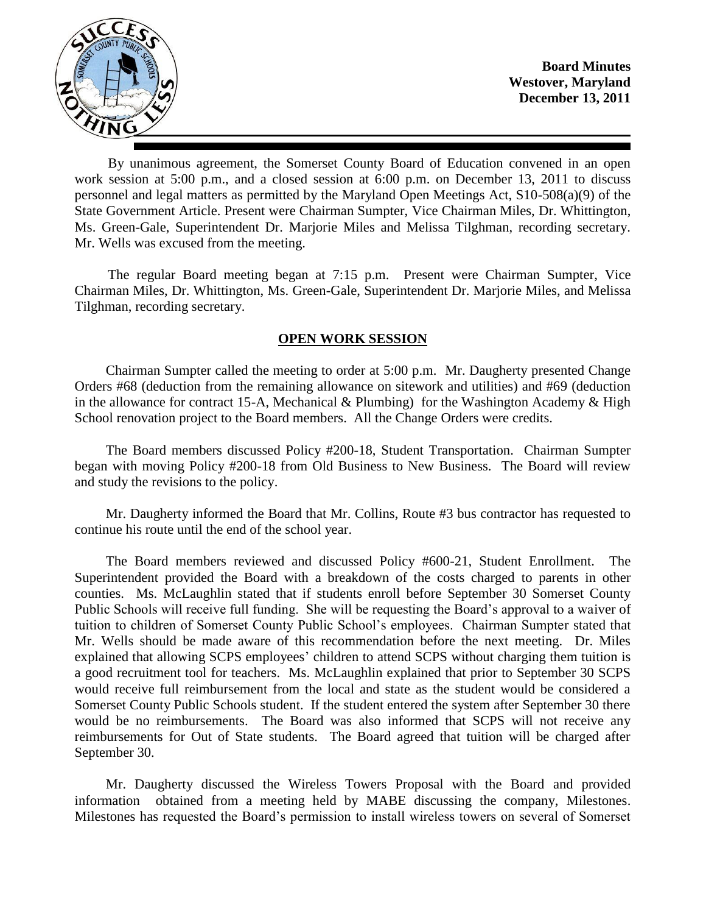**Board Minutes**
**Westover, Maryland**
**December 13, 2011**

By unanimous agreement, the Somerset County Board of Education convened in an open work session at 5:00 p.m., and a closed session at 6:00 p.m. on December 13, 2011 to discuss personnel and legal matters as permitted by the Maryland Open Meetings Act, S10-508(a)(9) of the State Government Article. Present were Chairman Sumpter, Vice Chairman Miles, Dr. Whittington, Ms. Green-Gale, Superintendent Dr. Marjorie Miles and Melissa Tilghman, recording secretary. Mr. Wells was excused from the meeting.

The regular Board meeting began at 7:15 p.m. Present were Chairman Sumpter, Vice Chairman Miles, Dr. Whittington, Ms. Green-Gale, Superintendent Dr. Marjorie Miles, and Melissa Tilghman, recording secretary.

## OPEN WORK SESSION

Chairman Sumpter called the meeting to order at 5:00 p.m. Mr. Daugherty presented Change Orders #68 (deduction from the remaining allowance on sitework and utilities) and #69 (deduction in the allowance for contract 15-A, Mechanical & Plumbing) for the Washington Academy & High School renovation project to the Board members. All the Change Orders were credits.

The Board members discussed Policy #200-18, Student Transportation. Chairman Sumpter began with moving Policy #200-18 from Old Business to New Business. The Board will review and study the revisions to the policy.

Mr. Daugherty informed the Board that Mr. Collins, Route #3 bus contractor has requested to continue his route until the end of the school year.

The Board members reviewed and discussed Policy #600-21, Student Enrollment. The Superintendent provided the Board with a breakdown of the costs charged to parents in other counties. Ms. McLaughlin stated that if students enroll before September 30 Somerset County Public Schools will receive full funding. She will be requesting the Board's approval to a waiver of tuition to children of Somerset County Public School's employees. Chairman Sumpter stated that Mr. Wells should be made aware of this recommendation before the next meeting. Dr. Miles explained that allowing SCPS employees' children to attend SCPS without charging them tuition is a good recruitment tool for teachers. Ms. McLaughlin explained that prior to September 30 SCPS would receive full reimbursement from the local and state as the student would be considered a Somerset County Public Schools student. If the student entered the system after September 30 there would be no reimbursements. The Board was also informed that SCPS will not receive any reimbursements for Out of State students. The Board agreed that tuition will be charged after September 30.

Mr. Daugherty discussed the Wireless Towers Proposal with the Board and provided information obtained from a meeting held by MABE discussing the company, Milestones. Milestones has requested the Board's permission to install wireless towers on several of Somerset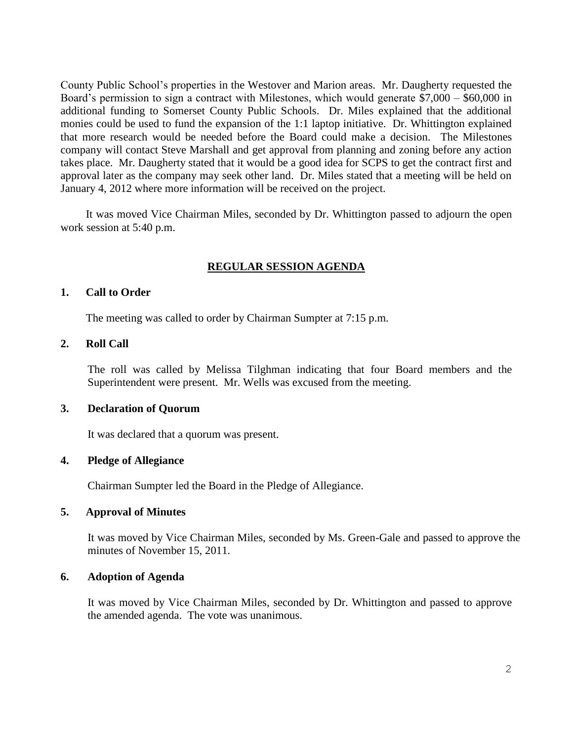County Public School's properties in the Westover and Marion areas. Mr. Daugherty requested the Board's permission to sign a contract with Milestones, which would generate $7,000 – $60,000 in additional funding to Somerset County Public Schools. Dr. Miles explained that the additional monies could be used to fund the expansion of the 1:1 laptop initiative. Dr. Whittington explained that more research would be needed before the Board could make a decision. The Milestones company will contact Steve Marshall and get approval from planning and zoning before any action takes place. Mr. Daugherty stated that it would be a good idea for SCPS to get the contract first and approval later as the company may seek other land. Dr. Miles stated that a meeting will be held on January 4, 2012 where more information will be received on the project.

It was moved Vice Chairman Miles, seconded by Dr. Whittington passed to adjourn the open work session at 5:40 p.m.

## REGULAR SESSION AGENDA

### 1. Call to Order

The meeting was called to order by Chairman Sumpter at 7:15 p.m.

### 2. Roll Call

The roll was called by Melissa Tilghman indicating that four Board members and the Superintendent were present. Mr. Wells was excused from the meeting.

### 3. Declaration of Quorum

It was declared that a quorum was present.

### 4. Pledge of Allegiance

Chairman Sumpter led the Board in the Pledge of Allegiance.

### 5. Approval of Minutes

It was moved by Vice Chairman Miles, seconded by Ms. Green-Gale and passed to approve the minutes of November 15, 2011.

### 6. Adoption of Agenda

It was moved by Vice Chairman Miles, seconded by Dr. Whittington and passed to approve the amended agenda. The vote was unanimous.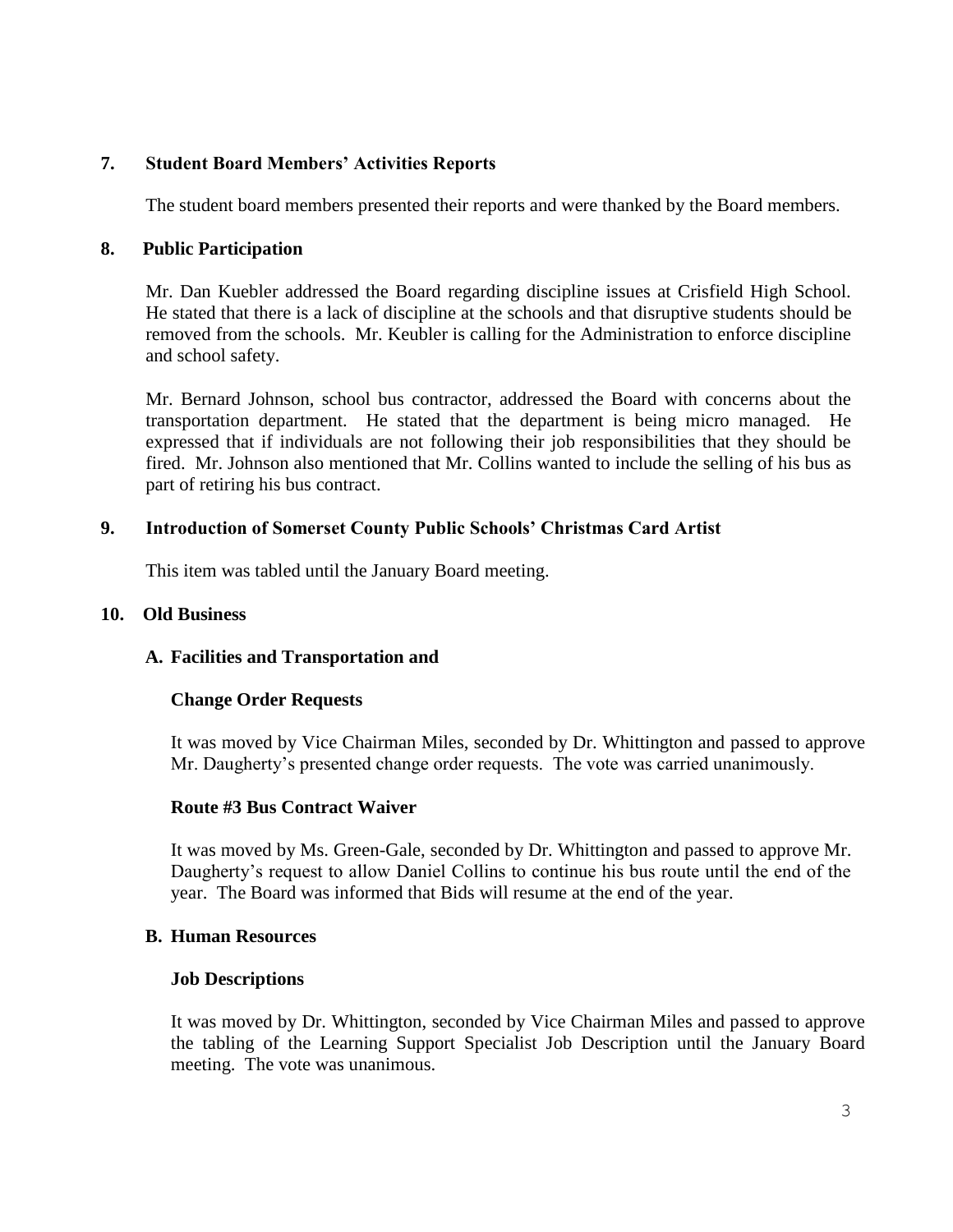**7. Student Board Members' Activities Reports**

The student board members presented their reports and were thanked by the Board members.

**8. Public Participation**

Mr. Dan Kuebler addressed the Board regarding discipline issues at Crisfield High School. He stated that there is a lack of discipline at the schools and that disruptive students should be removed from the schools. Mr. Keubler is calling for the Administration to enforce discipline and school safety.

Mr. Bernard Johnson, school bus contractor, addressed the Board with concerns about the transportation department. He stated that the department is being micro managed. He expressed that if individuals are not following their job responsibilities that they should be fired. Mr. Johnson also mentioned that Mr. Collins wanted to include the selling of his bus as part of retiring his bus contract.

**9. Introduction of Somerset County Public Schools' Christmas Card Artist**

This item was tabled until the January Board meeting.

**10. Old Business**

**A. Facilities and Transportation and**

**Change Order Requests**

It was moved by Vice Chairman Miles, seconded by Dr. Whittington and passed to approve Mr. Daugherty's presented change order requests. The vote was carried unanimously.

**Route #3 Bus Contract Waiver**

It was moved by Ms. Green-Gale, seconded by Dr. Whittington and passed to approve Mr. Daugherty's request to allow Daniel Collins to continue his bus route until the end of the year. The Board was informed that Bids will resume at the end of the year.

**B. Human Resources**

**Job Descriptions**

It was moved by Dr. Whittington, seconded by Vice Chairman Miles and passed to approve the tabling of the Learning Support Specialist Job Description until the January Board meeting. The vote was unanimous.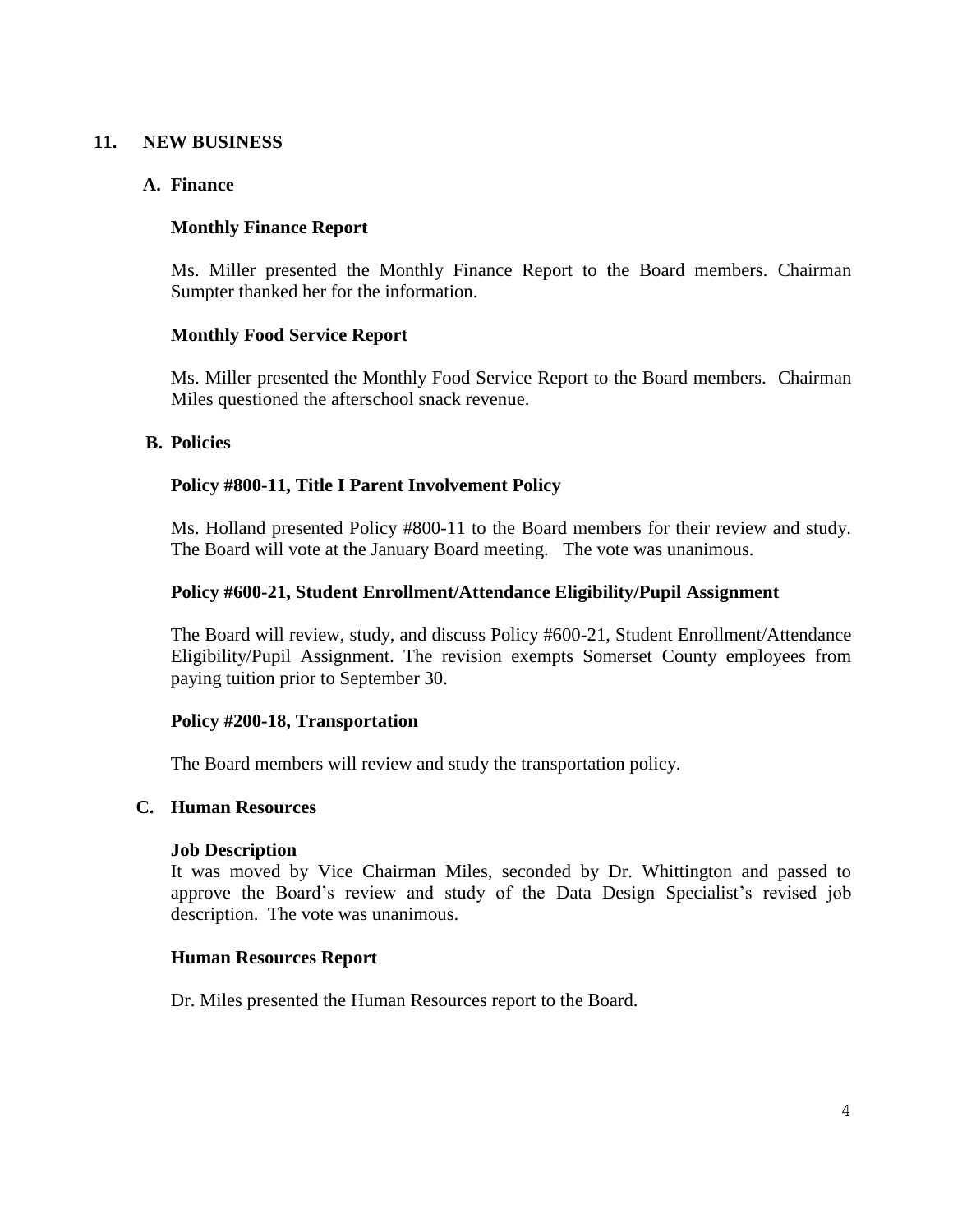## 11. NEW BUSINESS

### A. Finance

**Monthly Finance Report**

Ms. Miller presented the Monthly Finance Report to the Board members. Chairman Sumpter thanked her for the information.

**Monthly Food Service Report**

Ms. Miller presented the Monthly Food Service Report to the Board members. Chairman Miles questioned the afterschool snack revenue.

### B. Policies

**Policy #800-11, Title I Parent Involvement Policy**

Ms. Holland presented Policy #800-11 to the Board members for their review and study. The Board will vote at the January Board meeting. The vote was unanimous.

**Policy #600-21, Student Enrollment/Attendance Eligibility/Pupil Assignment**

The Board will review, study, and discuss Policy #600-21, Student Enrollment/Attendance Eligibility/Pupil Assignment. The revision exempts Somerset County employees from paying tuition prior to September 30.

**Policy #200-18, Transportation**

The Board members will review and study the transportation policy.

### C. Human Resources

**Job Description**

It was moved by Vice Chairman Miles, seconded by Dr. Whittington and passed to approve the Board's review and study of the Data Design Specialist's revised job description. The vote was unanimous.

**Human Resources Report**

Dr. Miles presented the Human Resources report to the Board.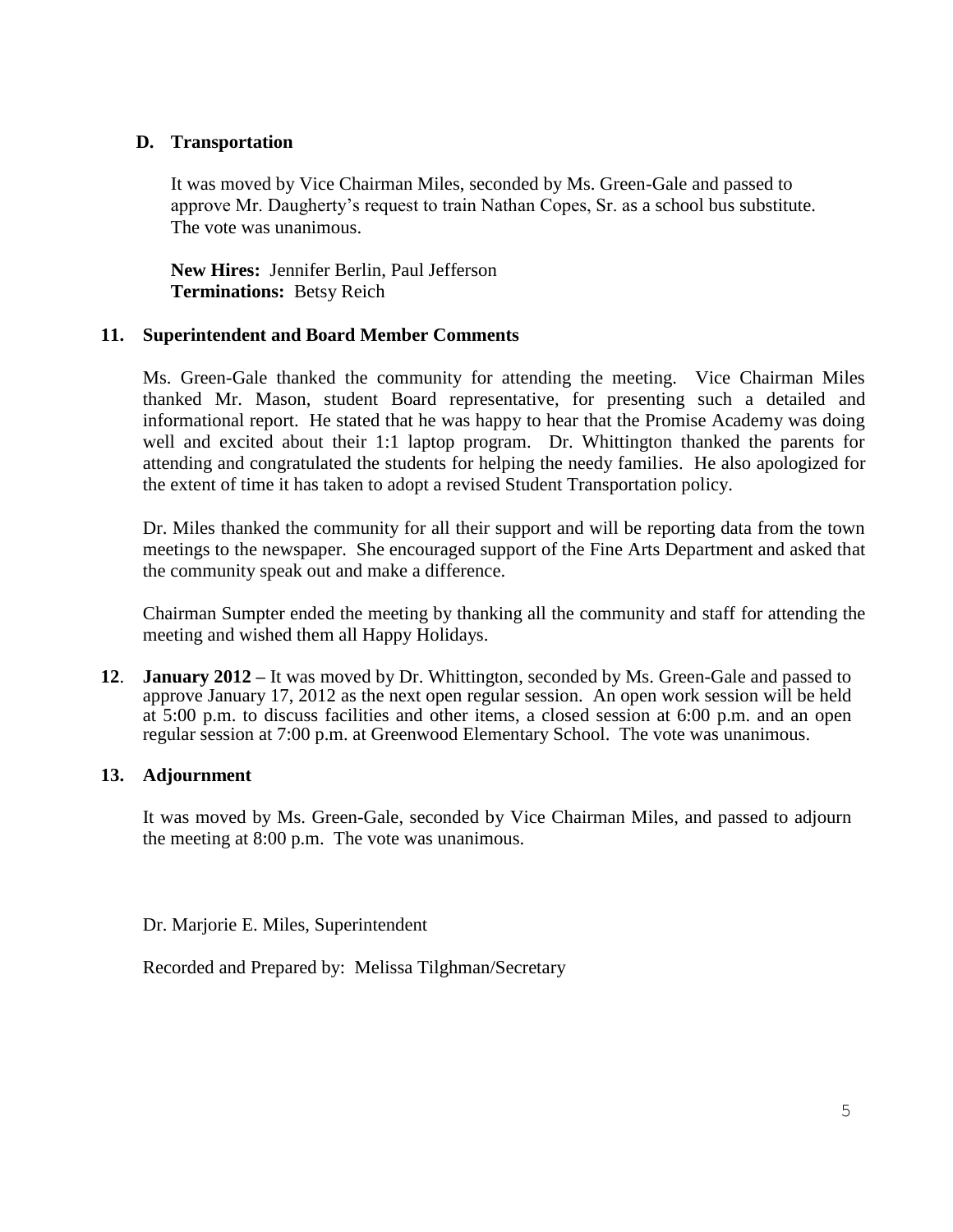### D. Transportation

It was moved by Vice Chairman Miles, seconded by Ms. Green-Gale and passed to approve Mr. Daugherty's request to train Nathan Copes, Sr. as a school bus substitute. The vote was unanimous.

**New Hires:** Jennifer Berlin, Paul Jefferson
**Terminations:** Betsy Reich

## 11. Superintendent and Board Member Comments

Ms. Green-Gale thanked the community for attending the meeting. Vice Chairman Miles thanked Mr. Mason, student Board representative, for presenting such a detailed and informational report. He stated that he was happy to hear that the Promise Academy was doing well and excited about their 1:1 laptop program. Dr. Whittington thanked the parents for attending and congratulated the students for helping the needy families. He also apologized for the extent of time it has taken to adopt a revised Student Transportation policy.

Dr. Miles thanked the community for all their support and will be reporting data from the town meetings to the newspaper. She encouraged support of the Fine Arts Department and asked that the community speak out and make a difference.

Chairman Sumpter ended the meeting by thanking all the community and staff for attending the meeting and wished them all Happy Holidays.

**12**. **January 2012 –** It was moved by Dr. Whittington, seconded by Ms. Green-Gale and passed to approve January 17, 2012 as the next open regular session. An open work session will be held at 5:00 p.m. to discuss facilities and other items, a closed session at 6:00 p.m. and an open regular session at 7:00 p.m. at Greenwood Elementary School. The vote was unanimous.

## 13. Adjournment

It was moved by Ms. Green-Gale, seconded by Vice Chairman Miles, and passed to adjourn the meeting at 8:00 p.m. The vote was unanimous.

Dr. Marjorie E. Miles, Superintendent

Recorded and Prepared by: Melissa Tilghman/Secretary